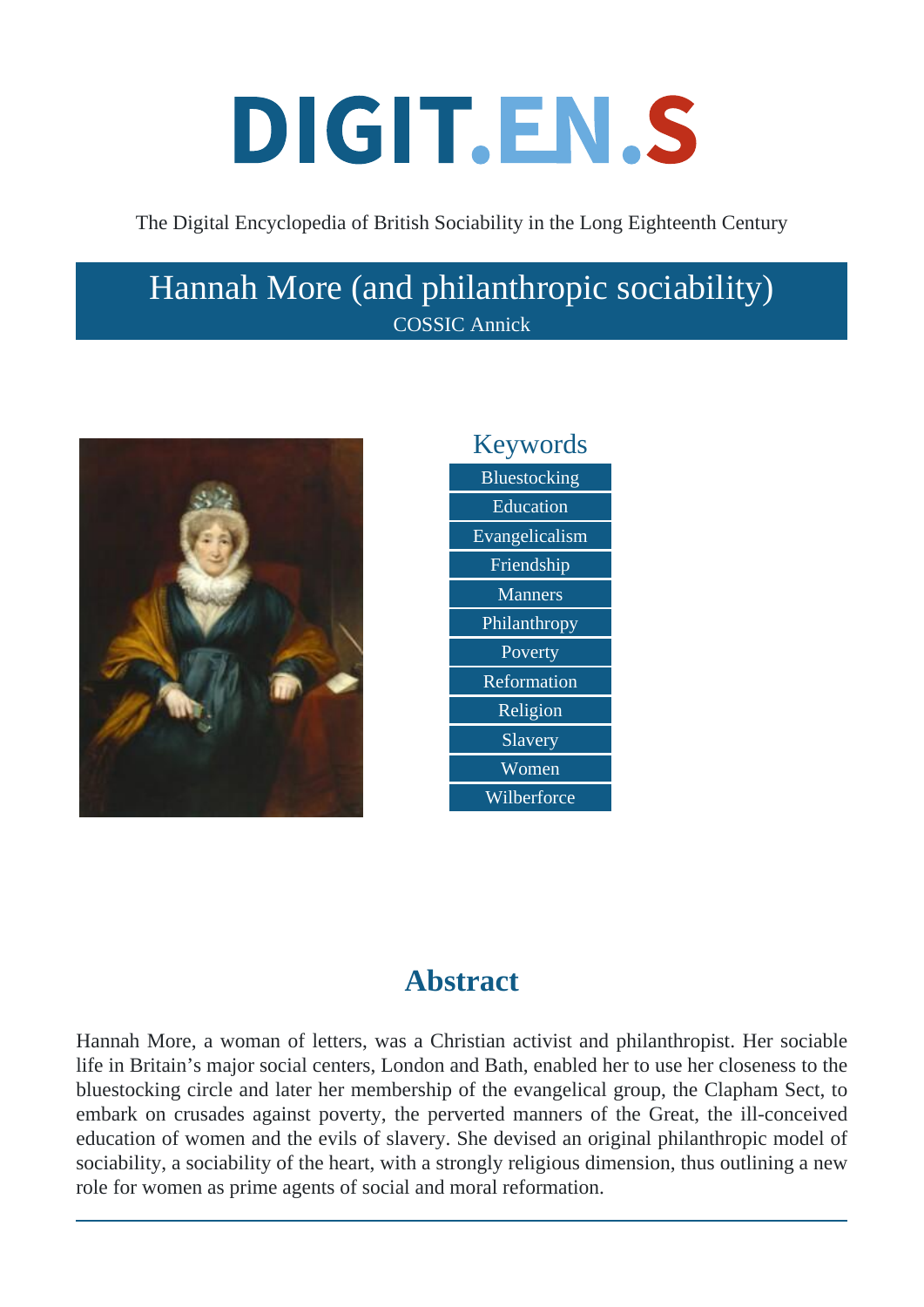# DIGIT.EN.S

The Digital Encyclopedia of British Sociability in the Long Eighteenth Century

## Hannah More (and philanthropic sociability)

COSSIC Annick

### Keywords

- Bluestocking
- Education
- Evangelicalism
- Friendship
- Manners
- Philanthropy
- Poverty
- Reformation
- Religion
- Slavery
- Women
- Wilberforce

## Abstract

Hannah More, a woman of letters, was a Christian activist and philanthropist. Her sociable life in Britain's major social centers, London and Bath, enabled her to use her closeness to the bluestocking circle and later her membership of the evangelical group, the Clapham Sect, to embark on crusades against poverty, the perverted manners of the Great, the ill-conceived education of women and the evils of slavery. She devised an original philanthropic model of sociability, a sociability of the heart, with a strongly religious dimension, thus outlining a new role for women as prime agents of social and moral reformation.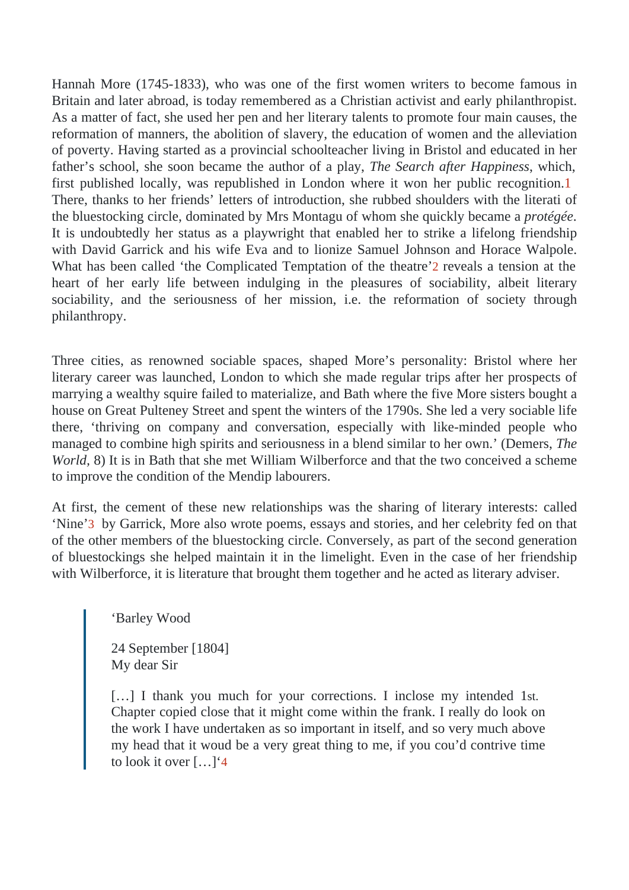Hannah More (1745-1833), who was one of the first women writers to become famous in Britain and later abroad, is today remembered as a Christian activist and early philanthropist. As a matter of fact, she used her pen and her literary talents to promote four main causes, the reformation of manners, the abolition of slavery, the education of women and the alleviation of poverty. Having started as a provincial schoolteacher living in Bristol and educated in her father's school, she soon became the author of a play, *The Search after Happiness*, which, first published locally, was republished in London where it won her public recognition.[1] There, thanks to her friends' letters of introduction, she rubbed shoulders with the literati of the bluestocking circle, dominated by Mrs Montagu of whom she quickly became a *protégée*. It is undoubtedly her status as a playwright that enabled her to strike a lifelong friendship with David Garrick and his wife Eva and to lionize Samuel Johnson and Horace Walpole. What has been called 'the Complicated Temptation of the theatre'[2] reveals a tension at the heart of her early life between indulging in the pleasures of sociability, albeit literary sociability, and the seriousness of her mission, i.e. the reformation of society through philanthropy.

Three cities, as renowned sociable spaces, shaped More's personality: Bristol where her literary career was launched, London to which she made regular trips after her prospects of marrying a wealthy squire failed to materialize, and Bath where the five More sisters bought a house on Great Pulteney Street and spent the winters of the 1790s. She led a very sociable life there, 'thriving on company and conversation, especially with like-minded people who managed to combine high spirits and seriousness in a blend similar to her own.' (Demers, *The World*, 8) It is in Bath that she met William Wilberforce and that the two conceived a scheme to improve the condition of the Mendip labourers.

At first, the cement of these new relationships was the sharing of literary interests: called 'Nine'[3] by Garrick, More also wrote poems, essays and stories, and her celebrity fed on that of the other members of the bluestocking circle. Conversely, as part of the second generation of bluestockings she helped maintain it in the limelight. Even in the case of her friendship with Wilberforce, it is literature that brought them together and he acted as literary adviser.

> 'Barley Wood
>
> 24 September [1804]
> My dear Sir
>
> […] I thank you much for your corrections. I inclose my intended 1st. Chapter copied close that it might come within the frank. I really do look on the work I have undertaken as so important in itself, and so very much above my head that it woud be a very great thing to me, if you cou'd contrive time to look it over […]'[4]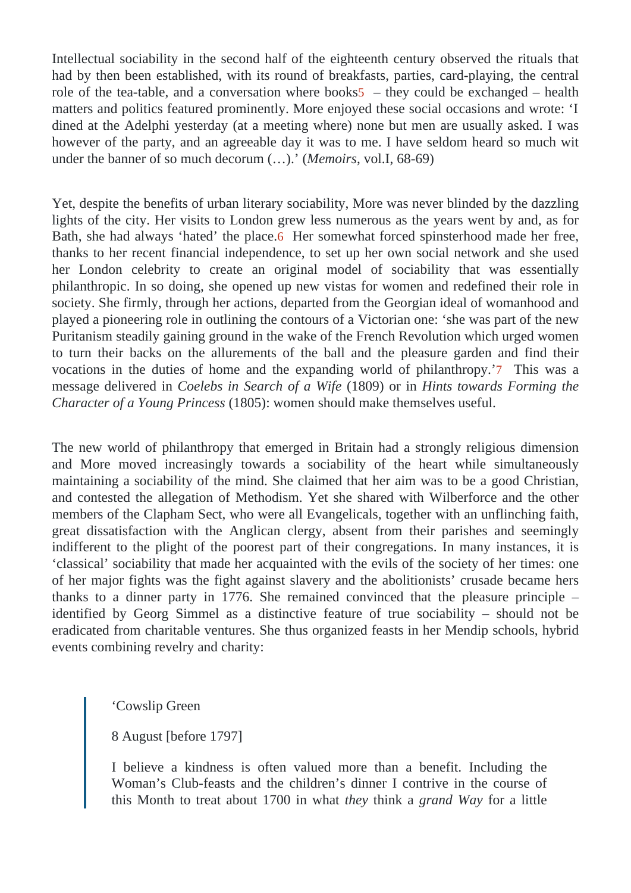Intellectual sociability in the second half of the eighteenth century observed the rituals that had by then been established, with its round of breakfasts, parties, card-playing, the central role of the tea-table, and a conversation where books[5] – they could be exchanged – health matters and politics featured prominently. More enjoyed these social occasions and wrote: 'I dined at the Adelphi yesterday (at a meeting where) none but men are usually asked. I was however of the party, and an agreeable day it was to me. I have seldom heard so much wit under the banner of so much decorum (…).' (*Memoirs*, vol.I, 68-69)

Yet, despite the benefits of urban literary sociability, More was never blinded by the dazzling lights of the city. Her visits to London grew less numerous as the years went by and, as for Bath, she had always 'hated' the place.[6] Her somewhat forced spinsterhood made her free, thanks to her recent financial independence, to set up her own social network and she used her London celebrity to create an original model of sociability that was essentially philanthropic. In so doing, she opened up new vistas for women and redefined their role in society. She firmly, through her actions, departed from the Georgian ideal of womanhood and played a pioneering role in outlining the contours of a Victorian one: 'she was part of the new Puritanism steadily gaining ground in the wake of the French Revolution which urged women to turn their backs on the allurements of the ball and the pleasure garden and find their vocations in the duties of home and the expanding world of philanthropy.'[7] This was a message delivered in *Coelebs in Search of a Wife* (1809) or in *Hints towards Forming the Character of a Young Princess* (1805): women should make themselves useful.

The new world of philanthropy that emerged in Britain had a strongly religious dimension and More moved increasingly towards a sociability of the heart while simultaneously maintaining a sociability of the mind. She claimed that her aim was to be a good Christian, and contested the allegation of Methodism. Yet she shared with Wilberforce and the other members of the Clapham Sect, who were all Evangelicals, together with an unflinching faith, great dissatisfaction with the Anglican clergy, absent from their parishes and seemingly indifferent to the plight of the poorest part of their congregations. In many instances, it is 'classical' sociability that made her acquainted with the evils of the society of her times: one of her major fights was the fight against slavery and the abolitionists' crusade became hers thanks to a dinner party in 1776. She remained convinced that the pleasure principle – identified by Georg Simmel as a distinctive feature of true sociability – should not be eradicated from charitable ventures. She thus organized feasts in her Mendip schools, hybrid events combining revelry and charity:

> 'Cowslip Green
>
> 8 August [before 1797]
>
> I believe a kindness is often valued more than a benefit. Including the Woman's Club-feasts and the children's dinner I contrive in the course of this Month to treat about 1700 in what *they* think a *grand Way* for a little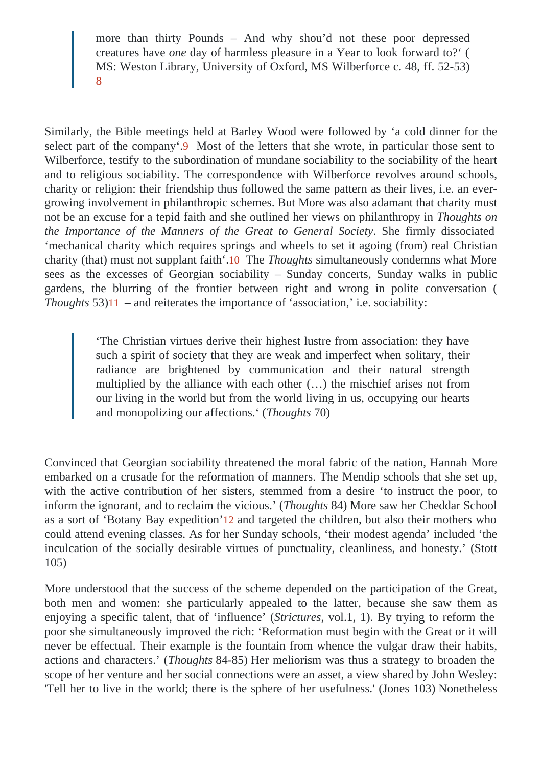> more than thirty Pounds – And why shou'd not these poor depressed creatures have *one* day of harmless pleasure in a Year to look forward to?' ( MS: Weston Library, University of Oxford, MS Wilberforce c. 48, ff. 52-53) [8]

Similarly, the Bible meetings held at Barley Wood were followed by 'a cold dinner for the select part of the company'.[9] Most of the letters that she wrote, in particular those sent to Wilberforce, testify to the subordination of mundane sociability to the sociability of the heart and to religious sociability. The correspondence with Wilberforce revolves around schools, charity or religion: their friendship thus followed the same pattern as their lives, i.e. an ever-growing involvement in philanthropic schemes. But More was also adamant that charity must not be an excuse for a tepid faith and she outlined her views on philanthropy in *Thoughts on the Importance of the Manners of the Great to General Society*. She firmly dissociated 'mechanical charity which requires springs and wheels to set it agoing (from) real Christian charity (that) must not supplant faith'.[10] The *Thoughts* simultaneously condemns what More sees as the excesses of Georgian sociability – Sunday concerts, Sunday walks in public gardens, the blurring of the frontier between right and wrong in polite conversation ( *Thoughts* 53)[11] – and reiterates the importance of 'association,' i.e. sociability:

> 'The Christian virtues derive their highest lustre from association: they have such a spirit of society that they are weak and imperfect when solitary, their radiance are brightened by communication and their natural strength multiplied by the alliance with each other (…) the mischief arises not from our living in the world but from the world living in us, occupying our hearts and monopolizing our affections.' (*Thoughts* 70)

Convinced that Georgian sociability threatened the moral fabric of the nation, Hannah More embarked on a crusade for the reformation of manners. The Mendip schools that she set up, with the active contribution of her sisters, stemmed from a desire 'to instruct the poor, to inform the ignorant, and to reclaim the vicious.' (*Thoughts* 84) More saw her Cheddar School as a sort of 'Botany Bay expedition'[12] and targeted the children, but also their mothers who could attend evening classes. As for her Sunday schools, 'their modest agenda' included 'the inculcation of the socially desirable virtues of punctuality, cleanliness, and honesty.' (Stott 105)

More understood that the success of the scheme depended on the participation of the Great, both men and women: she particularly appealed to the latter, because she saw them as enjoying a specific talent, that of 'influence' (*Strictures*, vol.1, 1). By trying to reform the poor she simultaneously improved the rich: 'Reformation must begin with the Great or it will never be effectual. Their example is the fountain from whence the vulgar draw their habits, actions and characters.' (*Thoughts* 84-85) Her meliorism was thus a strategy to broaden the scope of her venture and her social connections were an asset, a view shared by John Wesley: 'Tell her to live in the world; there is the sphere of her usefulness.' (Jones 103) Nonetheless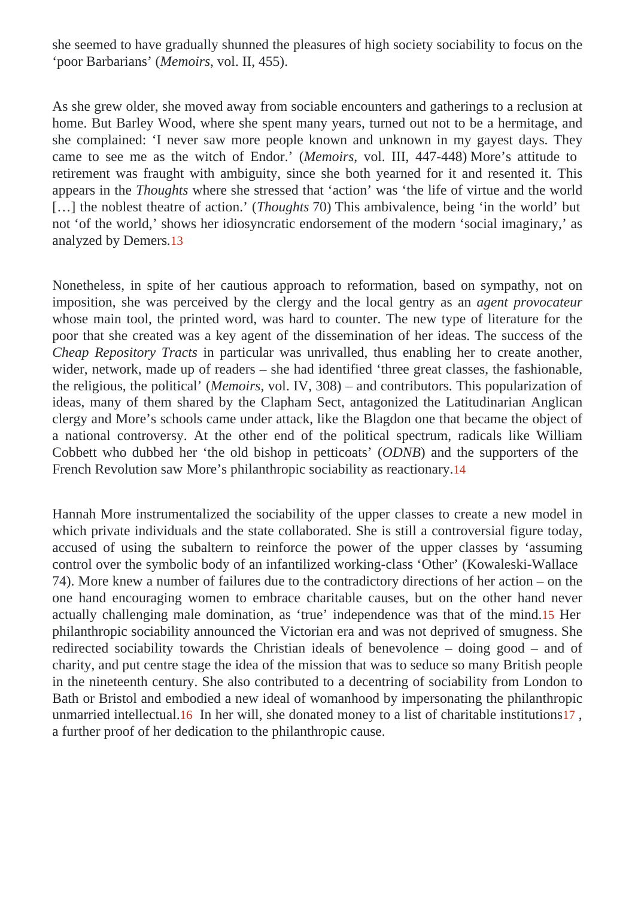she seemed to have gradually shunned the pleasures of high society sociability to focus on the 'poor Barbarians' (*Memoirs*, vol. II, 455).

As she grew older, she moved away from sociable encounters and gatherings to a reclusion at home. But Barley Wood, where she spent many years, turned out not to be a hermitage, and she complained: 'I never saw more people known and unknown in my gayest days. They came to see me as the witch of Endor.' (*Memoirs*, vol. III, 447-448) More's attitude to retirement was fraught with ambiguity, since she both yearned for it and resented it. This appears in the *Thoughts* where she stressed that 'action' was 'the life of virtue and the world […] the noblest theatre of action.' (*Thoughts* 70) This ambivalence, being 'in the world' but not 'of the world,' shows her idiosyncratic endorsement of the modern 'social imaginary,' as analyzed by Demers.[13]

Nonetheless, in spite of her cautious approach to reformation, based on sympathy, not on imposition, she was perceived by the clergy and the local gentry as an *agent provocateur* whose main tool, the printed word, was hard to counter. The new type of literature for the poor that she created was a key agent of the dissemination of her ideas. The success of the *Cheap Repository Tracts* in particular was unrivalled, thus enabling her to create another, wider, network, made up of readers – she had identified 'three great classes, the fashionable, the religious, the political' (*Memoirs*, vol. IV, 308) – and contributors. This popularization of ideas, many of them shared by the Clapham Sect, antagonized the Latitudinarian Anglican clergy and More's schools came under attack, like the Blagdon one that became the object of a national controversy. At the other end of the political spectrum, radicals like William Cobbett who dubbed her 'the old bishop in petticoats' (*ODNB*) and the supporters of the French Revolution saw More's philanthropic sociability as reactionary.[14]

Hannah More instrumentalized the sociability of the upper classes to create a new model in which private individuals and the state collaborated. She is still a controversial figure today, accused of using the subaltern to reinforce the power of the upper classes by 'assuming control over the symbolic body of an infantilized working-class 'Other' (Kowaleski-Wallace 74). More knew a number of failures due to the contradictory directions of her action – on the one hand encouraging women to embrace charitable causes, but on the other hand never actually challenging male domination, as 'true' independence was that of the mind.[15] Her philanthropic sociability announced the Victorian era and was not deprived of smugness. She redirected sociability towards the Christian ideals of benevolence – doing good – and of charity, and put centre stage the idea of the mission that was to seduce so many British people in the nineteenth century. She also contributed to a decentring of sociability from London to Bath or Bristol and embodied a new ideal of womanhood by impersonating the philanthropic unmarried intellectual.[16] In her will, she donated money to a list of charitable institutions[17] , a further proof of her dedication to the philanthropic cause.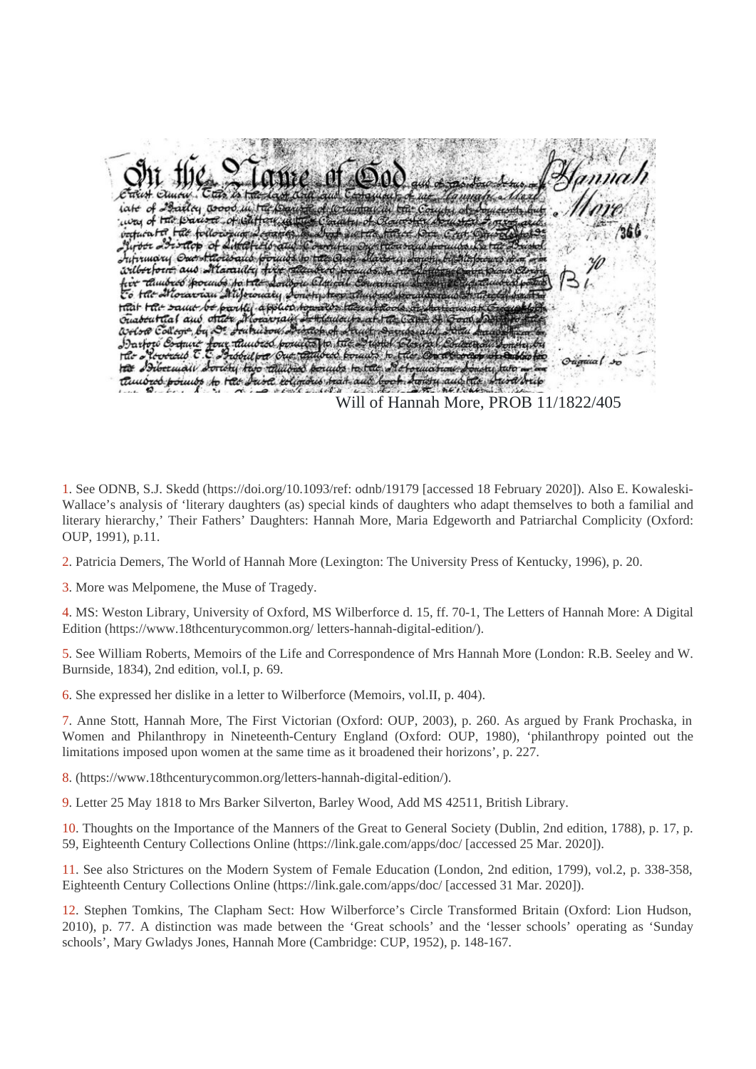Will of Hannah More, PROB 11/1822/405

1. See ODNB, S.J. Skedd (https://doi.org/10.1093/ref: odnb/19179 [accessed 18 February 2020]). Also E. Kowaleski-Wallace's analysis of 'literary daughters (as) special kinds of daughters who adapt themselves to both a familial and literary hierarchy,' Their Fathers' Daughters: Hannah More, Maria Edgeworth and Patriarchal Complicity (Oxford: OUP, 1991), p.11.

2. Patricia Demers, The World of Hannah More (Lexington: The University Press of Kentucky, 1996), p. 20.

3. More was Melpomene, the Muse of Tragedy.

4. MS: Weston Library, University of Oxford, MS Wilberforce d. 15, ff. 70-1, The Letters of Hannah More: A Digital Edition (https://www.18thcenturycommon.org/ letters-hannah-digital-edition/).

5. See William Roberts, Memoirs of the Life and Correspondence of Mrs Hannah More (London: R.B. Seeley and W. Burnside, 1834), 2nd edition, vol.I, p. 69.

6. She expressed her dislike in a letter to Wilberforce (Memoirs, vol.II, p. 404).

7. Anne Stott, Hannah More, The First Victorian (Oxford: OUP, 2003), p. 260. As argued by Frank Prochaska, in Women and Philanthropy in Nineteenth-Century England (Oxford: OUP, 1980), 'philanthropy pointed out the limitations imposed upon women at the same time as it broadened their horizons', p. 227.

8. (https://www.18thcenturycommon.org/letters-hannah-digital-edition/).

9. Letter 25 May 1818 to Mrs Barker Silverton, Barley Wood, Add MS 42511, British Library.

10. Thoughts on the Importance of the Manners of the Great to General Society (Dublin, 2nd edition, 1788), p. 17, p. 59, Eighteenth Century Collections Online (https://link.gale.com/apps/doc/ [accessed 25 Mar. 2020]).

11. See also Strictures on the Modern System of Female Education (London, 2nd edition, 1799), vol.2, p. 338-358, Eighteenth Century Collections Online (https://link.gale.com/apps/doc/ [accessed 31 Mar. 2020]).

12. Stephen Tomkins, The Clapham Sect: How Wilberforce's Circle Transformed Britain (Oxford: Lion Hudson, 2010), p. 77. A distinction was made between the 'Great schools' and the 'lesser schools' operating as 'Sunday schools', Mary Gwladys Jones, Hannah More (Cambridge: CUP, 1952), p. 148-167.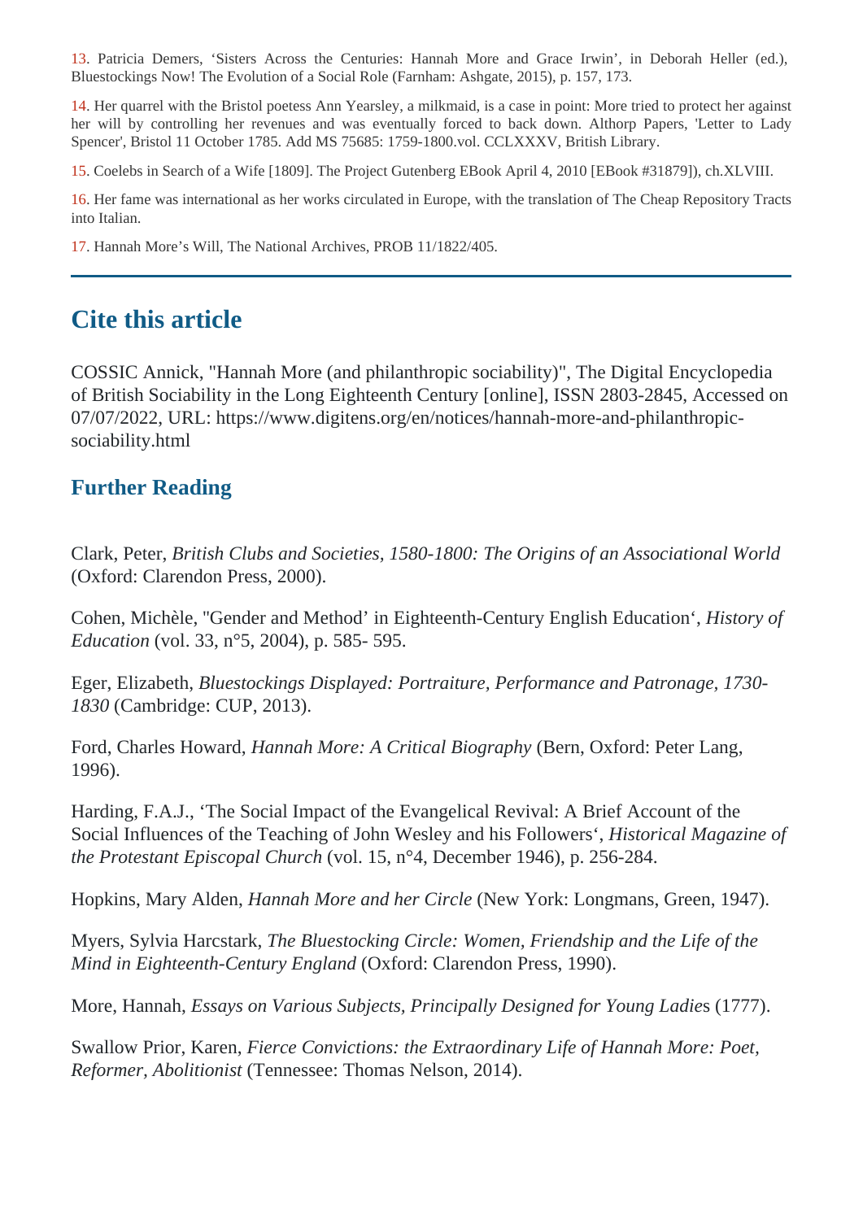13. Patricia Demers, 'Sisters Across the Centuries: Hannah More and Grace Irwin', in Deborah Heller (ed.), Bluestockings Now! The Evolution of a Social Role (Farnham: Ashgate, 2015), p. 157, 173.

14. Her quarrel with the Bristol poetess Ann Yearsley, a milkmaid, is a case in point: More tried to protect her against her will by controlling her revenues and was eventually forced to back down. Althorp Papers, 'Letter to Lady Spencer', Bristol 11 October 1785. Add MS 75685: 1759-1800.vol. CCLXXXV, British Library.

15. Coelebs in Search of a Wife [1809]. The Project Gutenberg EBook April 4, 2010 [EBook #31879]), ch.XLVIII.

16. Her fame was international as her works circulated in Europe, with the translation of The Cheap Repository Tracts into Italian.

17. Hannah More's Will, The National Archives, PROB 11/1822/405.

---

## Cite this article

COSSIC Annick, "Hannah More (and philanthropic sociability)", The Digital Encyclopedia of British Sociability in the Long Eighteenth Century [online], ISSN 2803-2845, Accessed on 07/07/2022, URL: https://www.digitens.org/en/notices/hannah-more-and-philanthropic-sociability.html

### Further Reading

Clark, Peter, *British Clubs and Societies, 1580-1800: The Origins of an Associational World* (Oxford: Clarendon Press, 2000).

Cohen, Michèle, "Gender and Method' in Eighteenth-Century English Education', *History of Education* (vol. 33, n°5, 2004), p. 585- 595.

Eger, Elizabeth, *Bluestockings Displayed: Portraiture, Performance and Patronage, 1730-1830* (Cambridge: CUP, 2013).

Ford, Charles Howard, *Hannah More: A Critical Biography* (Bern, Oxford: Peter Lang, 1996).

Harding, F.A.J., 'The Social Impact of the Evangelical Revival: A Brief Account of the Social Influences of the Teaching of John Wesley and his Followers', *Historical Magazine of the Protestant Episcopal Church* (vol. 15, n°4, December 1946), p. 256-284.

Hopkins, Mary Alden, *Hannah More and her Circle* (New York: Longmans, Green, 1947).

Myers, Sylvia Harcstark, *The Bluestocking Circle: Women, Friendship and the Life of the Mind in Eighteenth-Century England* (Oxford: Clarendon Press, 1990).

More, Hannah, *Essays on Various Subjects, Principally Designed for Young Ladies* (1777).

Swallow Prior, Karen, *Fierce Convictions: the Extraordinary Life of Hannah More: Poet, Reformer, Abolitionist* (Tennessee: Thomas Nelson, 2014).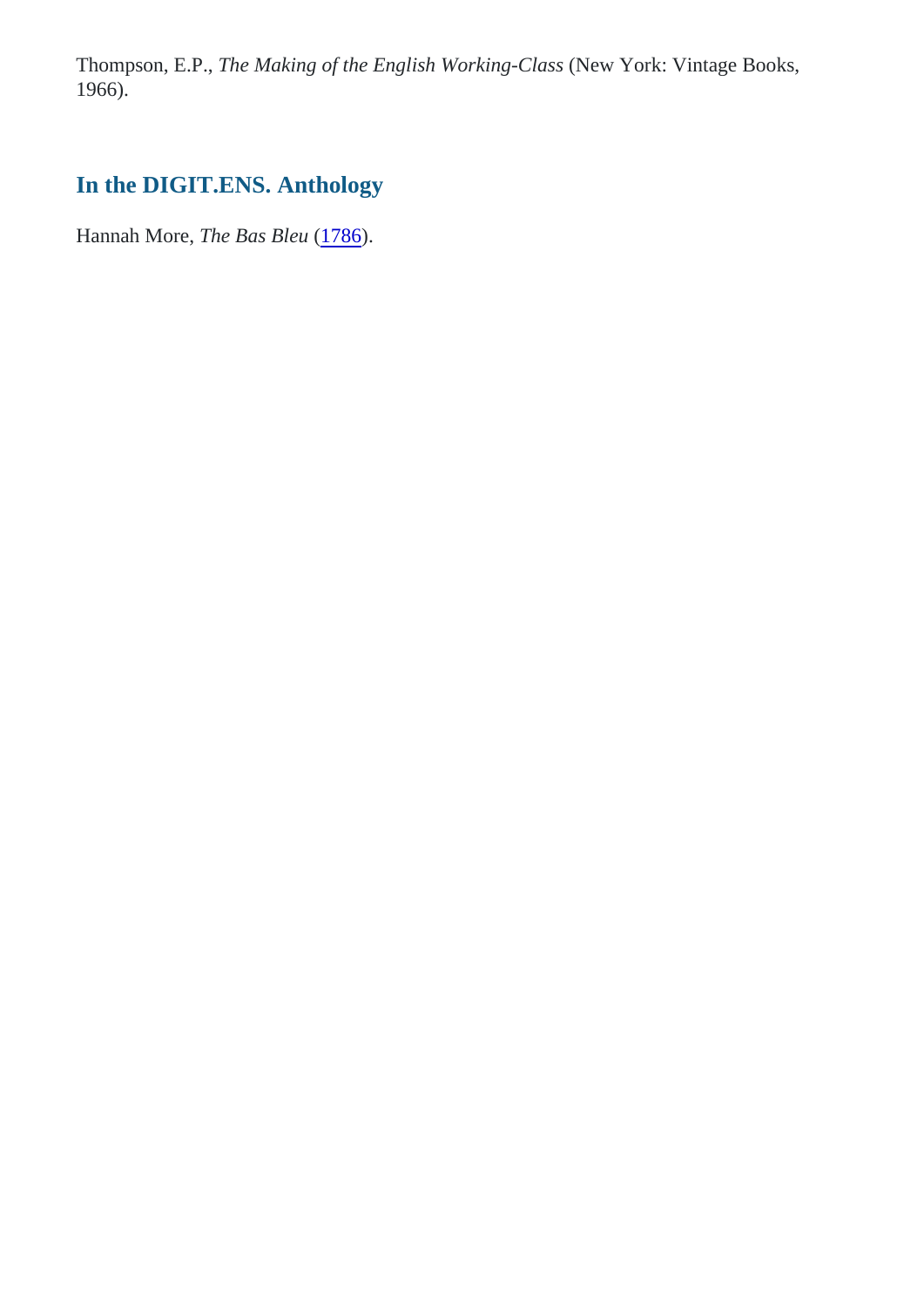Thompson, E.P., *The Making of the English Working-Class* (New York: Vintage Books, 1966).

## In the DIGIT.ENS. Anthology

Hannah More, *The Bas Bleu* (1786).